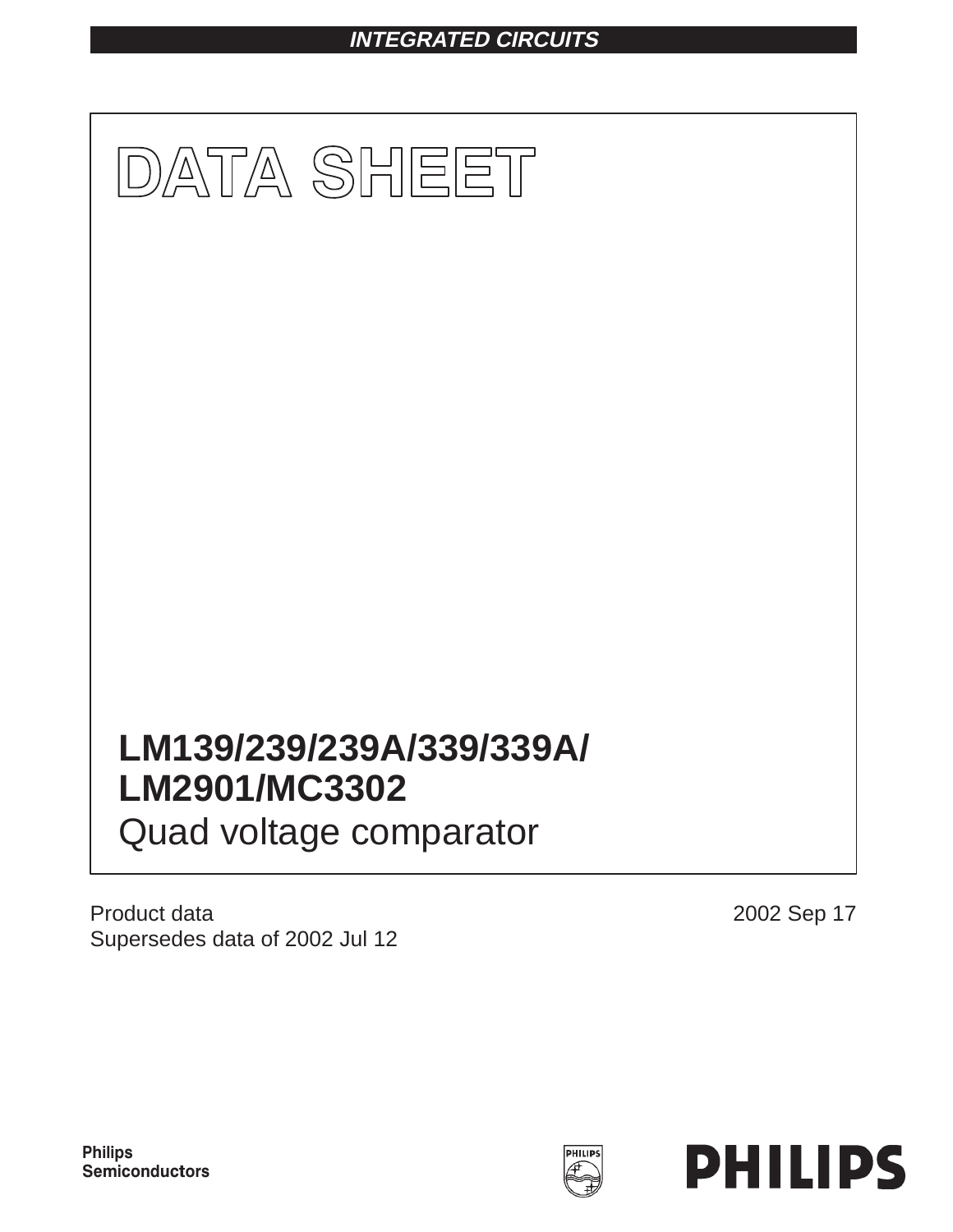INTEGRATED CIRCUITS

# DATA SHEET

## LM139/239/239A/339/339A/ LM2901/MC3302

Quad voltage comparator

Product data
Supersedes data of 2002 Jul 12

2002 Sep 17

Philips Semiconductors

PHILIPS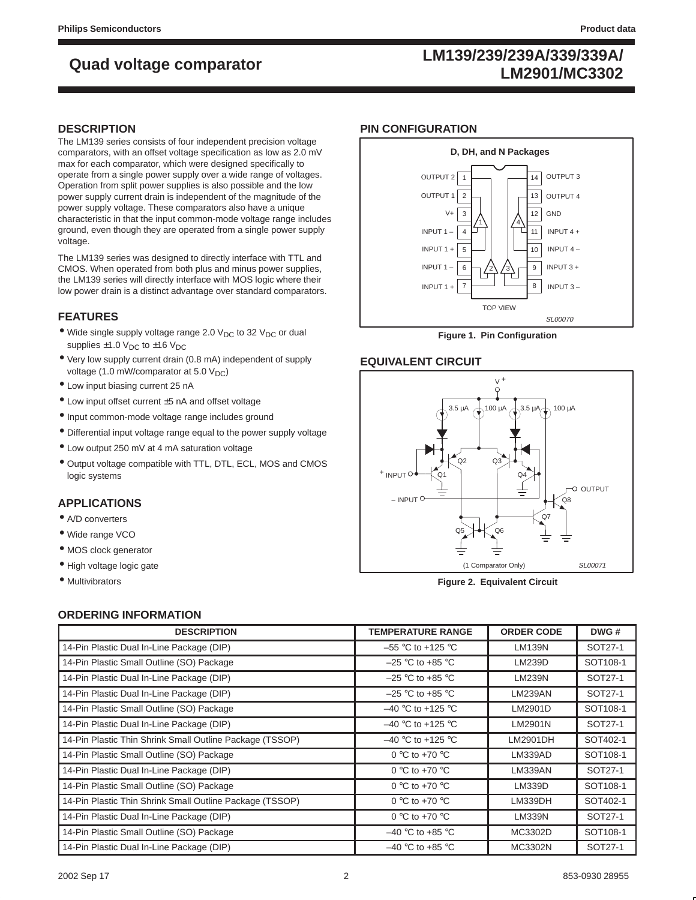## DESCRIPTION

The LM139 series consists of four independent precision voltage comparators, with an offset voltage specification as low as 2.0 mV max for each comparator, which were designed specifically to operate from a single power supply over a wide range of voltages. Operation from split power supplies is also possible and the low power supply current drain is independent of the magnitude of the power supply voltage. These comparators also have a unique characteristic in that the input common-mode voltage range includes ground, even though they are operated from a single power supply voltage.

The LM139 series was designed to directly interface with TTL and CMOS. When operated from both plus and minus power supplies, the LM139 series will directly interface with MOS logic where their low power drain is a distinct advantage over standard comparators.

## FEATURES

- Wide single supply voltage range 2.0 $V_{DC}$ to 32 $V_{DC}$ or dual supplies ±1.0 $V_{DC}$ to ±16 $V_{DC}$
- Very low supply current drain (0.8 mA) independent of supply voltage (1.0 mW/comparator at 5.0 $V_{DC}$)
- Low input biasing current 25 nA
- Low input offset current ±5 nA and offset voltage
- Input common-mode voltage range includes ground
- Differential input voltage range equal to the power supply voltage
- Low output 250 mV at 4 mA saturation voltage
- Output voltage compatible with TTL, DTL, ECL, MOS and CMOS logic systems

## APPLICATIONS

- A/D converters
- Wide range VCO
- MOS clock generator
- High voltage logic gate
- Multivibrators

## PIN CONFIGURATION

D, DH, and N Packages

| Pin | Function | Pin | Function |
|---|---|---|---|
| 1 | OUTPUT 2 | 14 | OUTPUT 3 |
| 2 | OUTPUT 1 | 13 | OUTPUT 4 |
| 3 | V+ | 12 | GND |
| 4 | INPUT 1 – | 11 | INPUT 4 + |
| 5 | INPUT 1 + | 10 | INPUT 4 – |
| 6 | INPUT 1 – | 9 | INPUT 3 + |
| 7 | INPUT 1 + | 8 | INPUT 3 – |

TOP VIEW

SL00070

**Figure 1. Pin Configuration**

## EQUIVALENT CIRCUIT

(1 Comparator Only)

SL00071

**Figure 2. Equivalent Circuit**

## ORDERING INFORMATION

| DESCRIPTION | TEMPERATURE RANGE | ORDER CODE | DWG # |
|---|---|---|---|
| 14-Pin Plastic Dual In-Line Package (DIP) | –55 °C to +125 °C | LM139N | SOT27-1 |
| 14-Pin Plastic Small Outline (SO) Package | –25 °C to +85 °C | LM239D | SOT108-1 |
| 14-Pin Plastic Dual In-Line Package (DIP) | –25 °C to +85 °C | LM239N | SOT27-1 |
| 14-Pin Plastic Dual In-Line Package (DIP) | –25 °C to +85 °C | LM239AN | SOT27-1 |
| 14-Pin Plastic Small Outline (SO) Package | –40 °C to +125 °C | LM2901D | SOT108-1 |
| 14-Pin Plastic Dual In-Line Package (DIP) | –40 °C to +125 °C | LM2901N | SOT27-1 |
| 14-Pin Plastic Thin Shrink Small Outline Package (TSSOP) | –40 °C to +125 °C | LM2901DH | SOT402-1 |
| 14-Pin Plastic Small Outline (SO) Package | 0 °C to +70 °C | LM339AD | SOT108-1 |
| 14-Pin Plastic Dual In-Line Package (DIP) | 0 °C to +70 °C | LM339AN | SOT27-1 |
| 14-Pin Plastic Small Outline (SO) Package | 0 °C to +70 °C | LM339D | SOT108-1 |
| 14-Pin Plastic Thin Shrink Small Outline Package (TSSOP) | 0 °C to +70 °C | LM339DH | SOT402-1 |
| 14-Pin Plastic Dual In-Line Package (DIP) | 0 °C to +70 °C | LM339N | SOT27-1 |
| 14-Pin Plastic Small Outline (SO) Package | –40 °C to +85 °C | MC3302D | SOT108-1 |
| 14-Pin Plastic Dual In-Line Package (DIP) | –40 °C to +85 °C | MC3302N | SOT27-1 |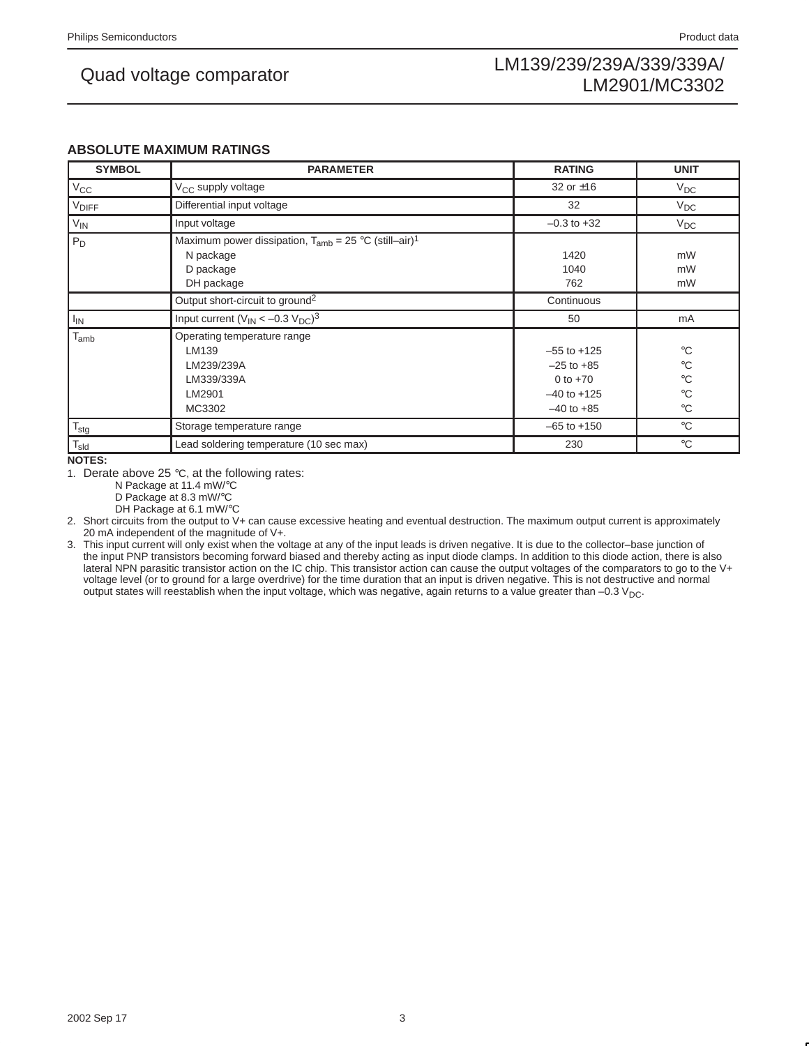## ABSOLUTE MAXIMUM RATINGS

| SYMBOL | PARAMETER | RATING | UNIT |
|---|---|---|---|
| $V_{CC}$ | $V_{CC}$ supply voltage | 32 or ±16 | $V_{DC}$ |
| $V_{DIFF}$ | Differential input voltage | 32 | $V_{DC}$ |
| $V_{IN}$ | Input voltage | –0.3 to +32 | $V_{DC}$ |
| $P_D$ | Maximum power dissipation, $T_{amb}$ = 25 °C (still–air)[1] | | |
| | N package | 1420 | mW |
| | D package | 1040 | mW |
| | DH package | 762 | mW |
| | Output short-circuit to ground[2] | Continuous | |
| $I_{IN}$ | Input current ($V_{IN}$ < –0.3 $V_{DC}$)[3] | 50 | mA |
| $T_{amb}$ | Operating temperature range | | |
| | LM139 | –55 to +125 | °C |
| | LM239/239A | –25 to +85 | °C |
| | LM339/339A | 0 to +70 | °C |
| | LM2901 | –40 to +125 | °C |
| | MC3302 | –40 to +85 | °C |
| $T_{stg}$ | Storage temperature range | –65 to +150 | °C |
| $T_{sld}$ | Lead soldering temperature (10 sec max) | 230 | °C |

**NOTES:**

1. Derate above 25 °C, at the following rates:
   - N Package at 11.4 mW/°C
   - D Package at 8.3 mW/°C
   - DH Package at 6.1 mW/°C
2. Short circuits from the output to V+ can cause excessive heating and eventual destruction. The maximum output current is approximately 20 mA independent of the magnitude of V+.
3. This input current will only exist when the voltage at any of the input leads is driven negative. It is due to the collector–base junction of the input PNP transistors becoming forward biased and thereby acting as input diode clamps. In addition to this diode action, there is also lateral NPN parasitic transistor action on the IC chip. This transistor action can cause the output voltages of the comparators to go to the V+ voltage level (or to ground for a large overdrive) for the time duration that an input is driven negative. This is not destructive and normal output states will reestablish when the input voltage, which was negative, again returns to a value greater than –0.3 $V_{DC}$.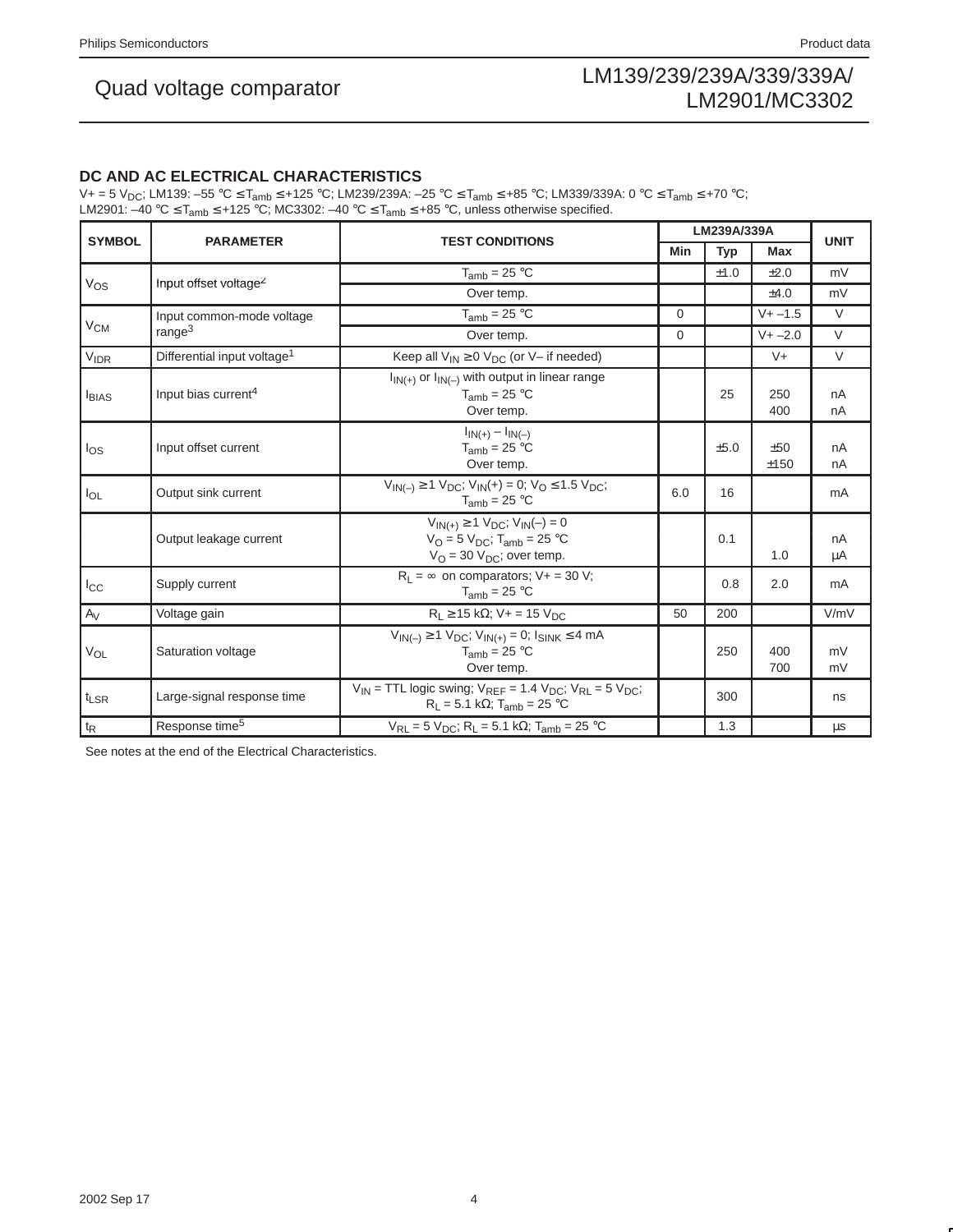## DC AND AC ELECTRICAL CHARACTERISTICS

V+ = 5 $V_{DC}$; LM139: –55 °C ≤ $T_{amb}$ ≤ +125 °C; LM239/239A: –25 °C ≤ $T_{amb}$ ≤ +85 °C; LM339/339A: 0 °C ≤ $T_{amb}$ ≤ +70 °C; LM2901: –40 °C ≤ $T_{amb}$ ≤ +125 °C; MC3302: –40 °C ≤ $T_{amb}$ ≤ +85 °C, unless otherwise specified.

| SYMBOL | PARAMETER | TEST CONDITIONS | LM239A/339A | | | UNIT |
|---|---|---|---|---|---|---|
| | | | Min | Typ | Max | |
| $V_{OS}$ | Input offset voltage[2] | $T_{amb}$ = 25 °C | | ±1.0 | ±2.0 | mV |
| | | Over temp. | | | ±4.0 | mV |
| $V_{CM}$ | Input common-mode voltage range[3] | $T_{amb}$ = 25 °C | 0 | | V+ –1.5 | V |
| | | Over temp. | 0 | | V+ –2.0 | V |
| $V_{IDR}$ | Differential input voltage[1] | Keep all $V_{IN}$ ≥ 0 $V_{DC}$ (or V– if needed) | | | V+ | V |
| $I_{BIAS}$ | Input bias current[4] | $I_{IN(+)}$ or $I_{IN(–)}$ with output in linear range<br>$T_{amb}$ = 25 °C<br>Over temp. | | 25 | 250<br>400 | nA<br>nA |
| $I_{OS}$ | Input offset current | $I_{IN(+)} – I_{IN(–)}$<br>$T_{amb}$ = 25 °C<br>Over temp. | | ±5.0 | ±50<br>±150 | nA<br>nA |
| $I_{OL}$ | Output sink current | $V_{IN(–)}$ ≥ 1 $V_{DC}$; $V_{IN}$(+) = 0; $V_O$ ≤ 1.5 $V_{DC}$; $T_{amb}$ = 25 °C | 6.0 | 16 | | mA |
| | Output leakage current | $V_{IN(+)}$ ≥ 1 $V_{DC}$; $V_{IN}$(–) = 0<br>$V_O$ = 5 $V_{DC}$; $T_{amb}$ = 25 °C<br>$V_O$ = 30 $V_{DC}$; over temp. | | 0.1 | <br><br>1.0 | nA<br>µA |
| $I_{CC}$ | Supply current | $R_L$ = ∞ on comparators; V+ = 30 V; $T_{amb}$ = 25 °C | | 0.8 | 2.0 | mA |
| $A_V$ | Voltage gain | $R_L$ ≥ 15 kΩ; V+ = 15 $V_{DC}$ | 50 | 200 | | V/mV |
| $V_{OL}$ | Saturation voltage | $V_{IN(–)}$ ≥ 1 $V_{DC}$; $V_{IN(+)}$ = 0; $I_{SINK}$ ≤ 4 mA<br>$T_{amb}$ = 25 °C<br>Over temp. | | 250 | 400<br>700 | mV<br>mV |
| $t_{LSR}$ | Large-signal response time | $V_{IN}$ = TTL logic swing; $V_{REF}$ = 1.4 $V_{DC}$; $V_{RL}$ = 5 $V_{DC}$; $R_L$ = 5.1 kΩ; $T_{amb}$ = 25 °C | | 300 | | ns |
| $t_R$ | Response time[5] | $V_{RL}$ = 5 $V_{DC}$; $R_L$ = 5.1 kΩ; $T_{amb}$ = 25 °C | | 1.3 | | µs |

See notes at the end of the Electrical Characteristics.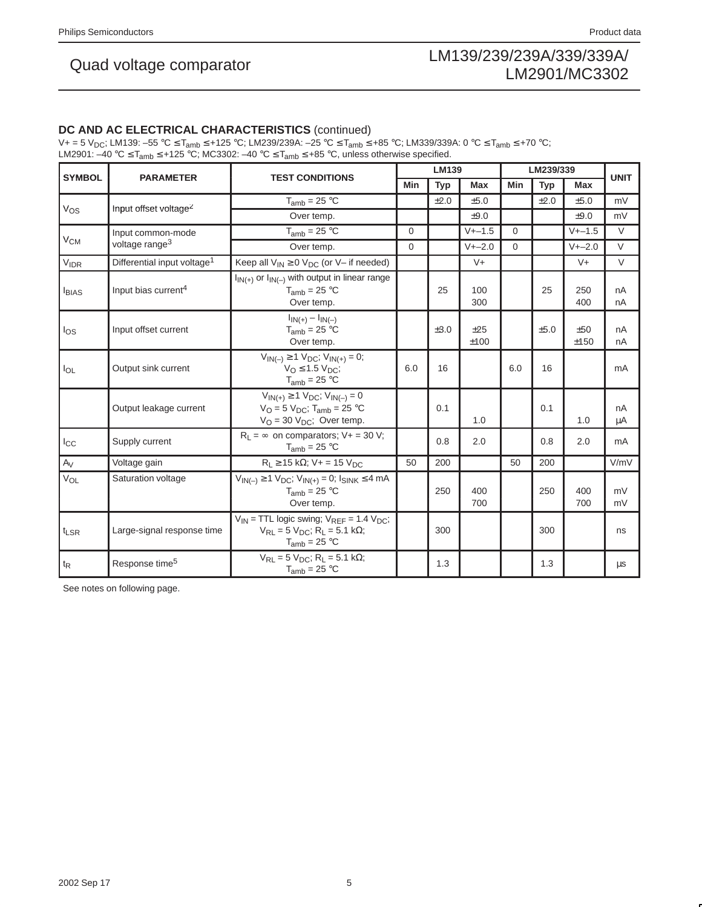## DC AND AC ELECTRICAL CHARACTERISTICS (continued)

V+ = 5 $V_{DC}$; LM139: –55 °C ≤ $T_{amb}$ ≤ +125 °C; LM239/239A: –25 °C ≤ $T_{amb}$ ≤ +85 °C; LM339/339A: 0 °C ≤ $T_{amb}$ ≤ +70 °C; LM2901: –40 °C ≤ $T_{amb}$ ≤ +125 °C; MC3302: –40 °C ≤ $T_{amb}$ ≤ +85 °C, unless otherwise specified.

| SYMBOL | PARAMETER | TEST CONDITIONS | LM139 | | | LM239/339 | | | UNIT |
|---|---|---|---|---|---|---|---|---|---|
| | | | Min | Typ | Max | Min | Typ | Max | |
| $V_{OS}$ | Input offset voltage[2] | $T_{amb}$ = 25 °C | | ±2.0 | ±5.0 | | ±2.0 | ±5.0 | mV |
| | | Over temp. | | | ±9.0 | | | ±9.0 | mV |
| $V_{CM}$ | Input common-mode voltage range[3] | $T_{amb}$ = 25 °C | 0 | | V+–1.5 | 0 | | V+–1.5 | V |
| | | Over temp. | 0 | | V+–2.0 | 0 | | V+–2.0 | V |
| $V_{IDR}$ | Differential input voltage[1] | Keep all $V_{IN}$ ≥ 0 $V_{DC}$ (or V– if needed) | | | V+ | | | V+ | V |
| $I_{BIAS}$ | Input bias current[4] | $I_{IN(+)}$ or $I_{IN(-)}$ with output in linear range<br>$T_{amb}$ = 25 °C<br>Over temp. | | 25 | 100<br>300 | | 25 | 250<br>400 | nA<br>nA |
| $I_{OS}$ | Input offset current | $I_{IN(+)} - I_{IN(-)}$<br>$T_{amb}$ = 25 °C<br>Over temp. | | ±3.0 | ±25<br>±100 | | ±5.0 | ±50<br>±150 | nA<br>nA |
| $I_{OL}$ | Output sink current | $V_{IN(-)}$ ≥ 1 $V_{DC}$; $V_{IN(+)}$ = 0;<br>$V_O$ ≤ 1.5 $V_{DC}$;<br>$T_{amb}$ = 25 °C | 6.0 | 16 | | 6.0 | 16 | | mA |
| | Output leakage current | $V_{IN(+)}$ ≥ 1 $V_{DC}$; $V_{IN(-)}$ = 0<br>$V_O$ = 5 $V_{DC}$; $T_{amb}$ = 25 °C<br>$V_O$ = 30 $V_{DC}$; Over temp. | | 0.1 | <br>1.0 | | 0.1 | <br>1.0 | nA<br>μA |
| $I_{CC}$ | Supply current | $R_L$ = ∞ on comparators; V+ = 30 V;<br>$T_{amb}$ = 25 °C | | 0.8 | 2.0 | | 0.8 | 2.0 | mA |
| $A_V$ | Voltage gain | $R_L$ ≥ 15 kΩ; V+ = 15 $V_{DC}$ | 50 | 200 | | 50 | 200 | | V/mV |
| $V_{OL}$ | Saturation voltage | $V_{IN(-)}$ ≥ 1 $V_{DC}$; $V_{IN(+)}$ = 0; $I_{SINK}$ ≤ 4 mA<br>$T_{amb}$ = 25 °C<br>Over temp. | | 250 | 400<br>700 | | 250 | 400<br>700 | mV<br>mV |
| $t_{LSR}$ | Large-signal response time | $V_{IN}$ = TTL logic swing; $V_{REF}$ = 1.4 $V_{DC}$;<br>$V_{RL}$ = 5 $V_{DC}$; $R_L$ = 5.1 kΩ;<br>$T_{amb}$ = 25 °C | | 300 | | | 300 | | ns |
| $t_R$ | Response time[5] | $V_{RL}$ = 5 $V_{DC}$; $R_L$ = 5.1 kΩ;<br>$T_{amb}$ = 25 °C | | 1.3 | | | 1.3 | | μs |

See notes on following page.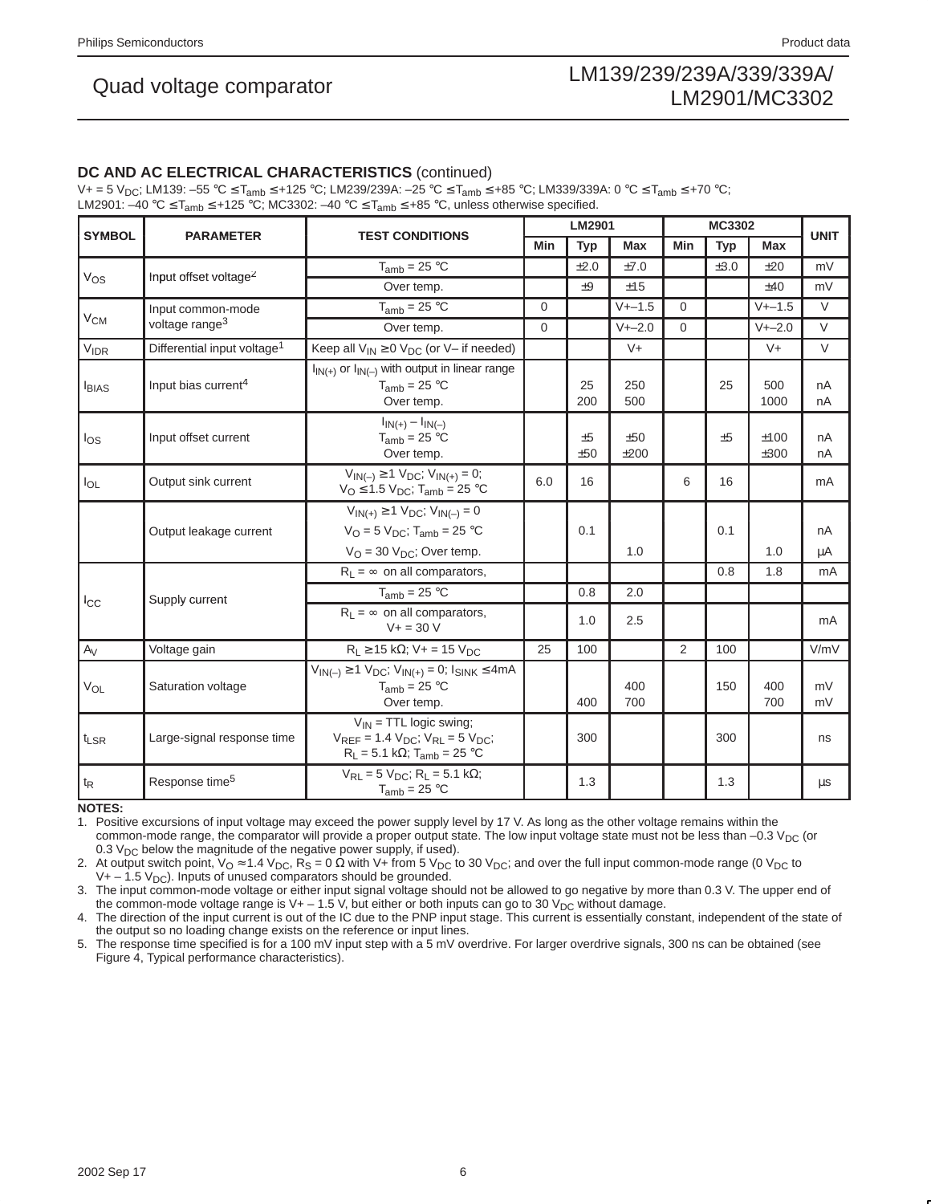### DC AND AC ELECTRICAL CHARACTERISTICS (continued)

V+ = 5 $V_{DC}$; LM139: –55 °C ≤ $T_{amb}$ ≤ +125 °C; LM239/239A: –25 °C ≤ $T_{amb}$ ≤ +85 °C; LM339/339A: 0 °C ≤ $T_{amb}$ ≤ +70 °C; LM2901: –40 °C ≤ $T_{amb}$ ≤ +125 °C; MC3302: –40 °C ≤ $T_{amb}$ ≤ +85 °C, unless otherwise specified.

| SYMBOL | PARAMETER | TEST CONDITIONS | LM2901 | | | MC3302 | | | UNIT |
|---|---|---|---|---|---|---|---|---|---|
| | | | Min | Typ | Max | Min | Typ | Max | |
| $V_{OS}$ | Input offset voltage[2] | $T_{amb}$ = 25 °C | | ±2.0 | ±7.0 | | ±3.0 | ±20 | mV |
| | | Over temp. | | ±9 | ±15 | | | ±40 | mV |
| $V_{CM}$ | Input common-mode voltage range[3] | $T_{amb}$ = 25 °C | 0 | | V+–1.5 | 0 | | V+–1.5 | V |
| | | Over temp. | 0 | | V+–2.0 | 0 | | V+–2.0 | V |
| $V_{IDR}$ | Differential input voltage[1] | Keep all $V_{IN}$ ≥ 0 $V_{DC}$ (or V– if needed) | | | V+ | | | V+ | V |
| $I_{BIAS}$ | Input bias current[4] | $I_{IN(+)}$ or $I_{IN(-)}$ with output in linear range<br>$T_{amb}$ = 25 °C<br>Over temp. | | 25<br>200 | 250<br>500 | | 25 | 500<br>1000 | nA<br>nA |
| $I_{OS}$ | Input offset current | $I_{IN(+)} - I_{IN(-)}$<br>$T_{amb}$ = 25 °C<br>Over temp. | | ±5<br>±50 | ±50<br>±200 | | ±5 | ±100<br>±300 | nA<br>nA |
| $I_{OL}$ | Output sink current | $V_{IN(-)}$ ≥ 1 $V_{DC}$; $V_{IN(+)}$ = 0; $V_O$ ≤ 1.5 $V_{DC}$; $T_{amb}$ = 25 °C | 6.0 | 16 | | 6 | 16 | | mA |
| | Output leakage current | $V_{IN(+)}$ ≥ 1 $V_{DC}$; $V_{IN(-)}$ = 0<br>$V_O$ = 5 $V_{DC}$; $T_{amb}$ = 25 °C<br>$V_O$ = 30 $V_{DC}$; Over temp. | | <br>0.1<br> | <br><br>1.0 | | <br>0.1<br> | <br><br>1.0 | <br>nA<br>μA |
| $I_{CC}$ | Supply current | $R_L$ = ∞ on all comparators, | | | | | 0.8 | 1.8 | mA |
| | | $T_{amb}$ = 25 °C | | 0.8 | 2.0 | | | | |
| | | $R_L$ = ∞ on all comparators, V+ = 30 V | | 1.0 | 2.5 | | | | mA |
| $A_V$ | Voltage gain | $R_L$ ≥ 15 kΩ; V+ = 15 $V_{DC}$ | 25 | 100 | | 2 | 100 | | V/mV |
| $V_{OL}$ | Saturation voltage | $V_{IN(-)}$ ≥ 1 $V_{DC}$; $V_{IN(+)}$ = 0; $I_{SINK}$ ≤ 4mA<br>$T_{amb}$ = 25 °C<br>Over temp. | | <br><br>400 | <br>400<br>700 | | <br>150 | <br>400<br>700 | <br>mV<br>mV |
| $t_{LSR}$ | Large-signal response time | $V_{IN}$ = TTL logic swing; $V_{REF}$ = 1.4 $V_{DC}$; $V_{RL}$ = 5 $V_{DC}$; $R_L$ = 5.1 kΩ; $T_{amb}$ = 25 °C | | 300 | | | 300 | | ns |
| $t_R$ | Response time[5] | $V_{RL}$ = 5 $V_{DC}$; $R_L$ = 5.1 kΩ; $T_{amb}$ = 25 °C | | 1.3 | | | 1.3 | | μs |

**NOTES:**

1. Positive excursions of input voltage may exceed the power supply level by 17 V. As long as the other voltage remains within the common-mode range, the comparator will provide a proper output state. The low input voltage state must not be less than –0.3 $V_{DC}$ (or 0.3 $V_{DC}$ below the magnitude of the negative power supply, if used).
2. At output switch point, $V_O$ ≈ 1.4 $V_{DC}$, $R_S$ = 0 Ω with V+ from 5 $V_{DC}$ to 30 $V_{DC}$; and over the full input common-mode range (0 $V_{DC}$ to V+ – 1.5 $V_{DC}$). Inputs of unused comparators should be grounded.
3. The input common-mode voltage or either input signal voltage should not be allowed to go negative by more than 0.3 V. The upper end of the common-mode voltage range is V+ – 1.5 V, but either or both inputs can go to 30 $V_{DC}$ without damage.
4. The direction of the input current is out of the IC due to the PNP input stage. This current is essentially constant, independent of the state of the output so no loading change exists on the reference or input lines.
5. The response time specified is for a 100 mV input step with a 5 mV overdrive. For larger overdrive signals, 300 ns can be obtained (see Figure 4, Typical performance characteristics).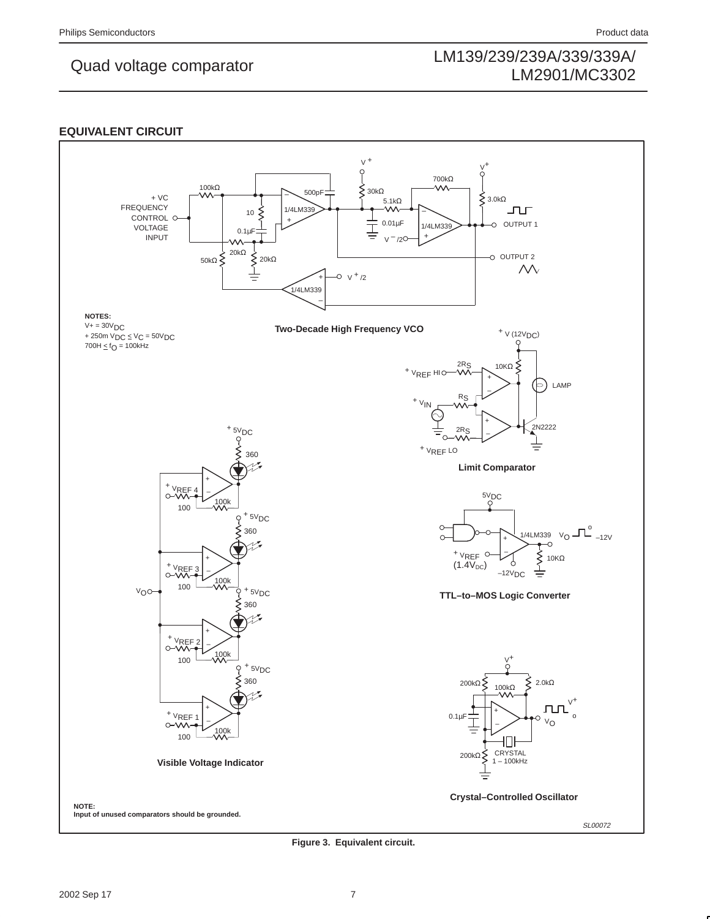## EQUIVALENT CIRCUIT

**Two-Decade High Frequency VCO**

NOTES:
V+ = 30$V_{DC}$
+ 250m $V_{DC} \leq V_C$ = 50$V_{DC}$
700H $\leq f_O$ = 100kHz

**Limit Comparator**

**Visible Voltage Indicator**

**TTL–to–MOS Logic Converter**

**Crystal–Controlled Oscillator**

**NOTE:**
**Input of unused comparators should be grounded.**

SL00072

**Figure 3. Equivalent circuit.**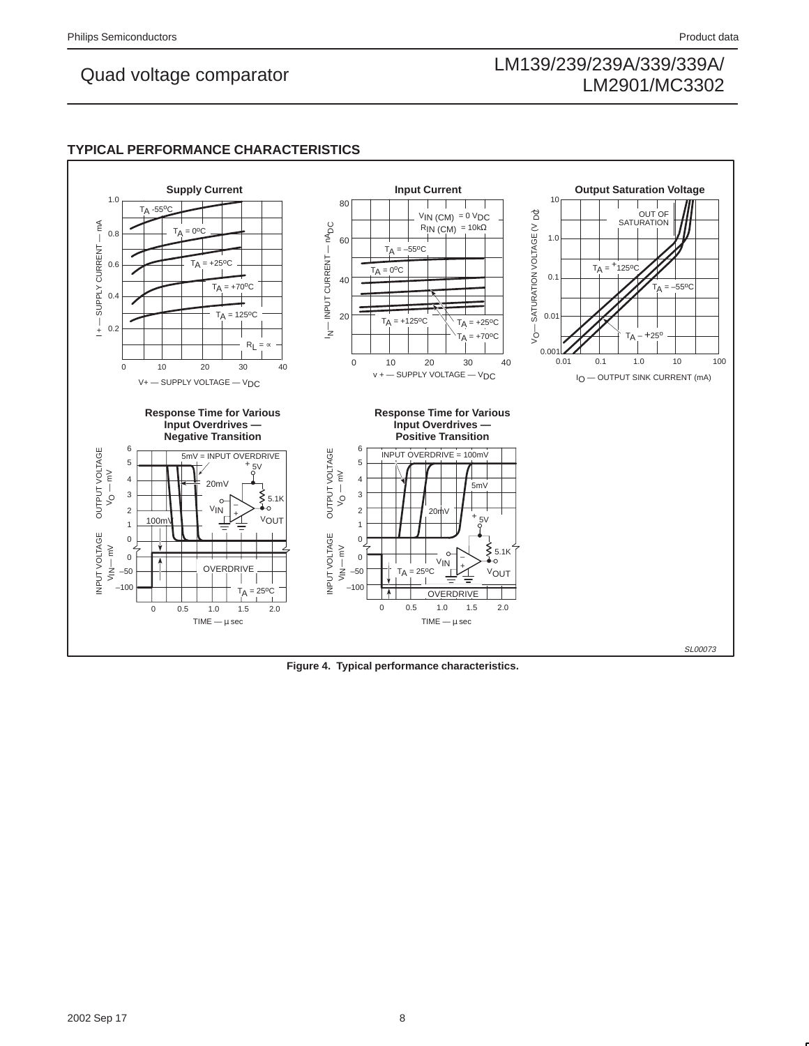## TYPICAL PERFORMANCE CHARACTERISTICS

Figure 4. Typical performance characteristics.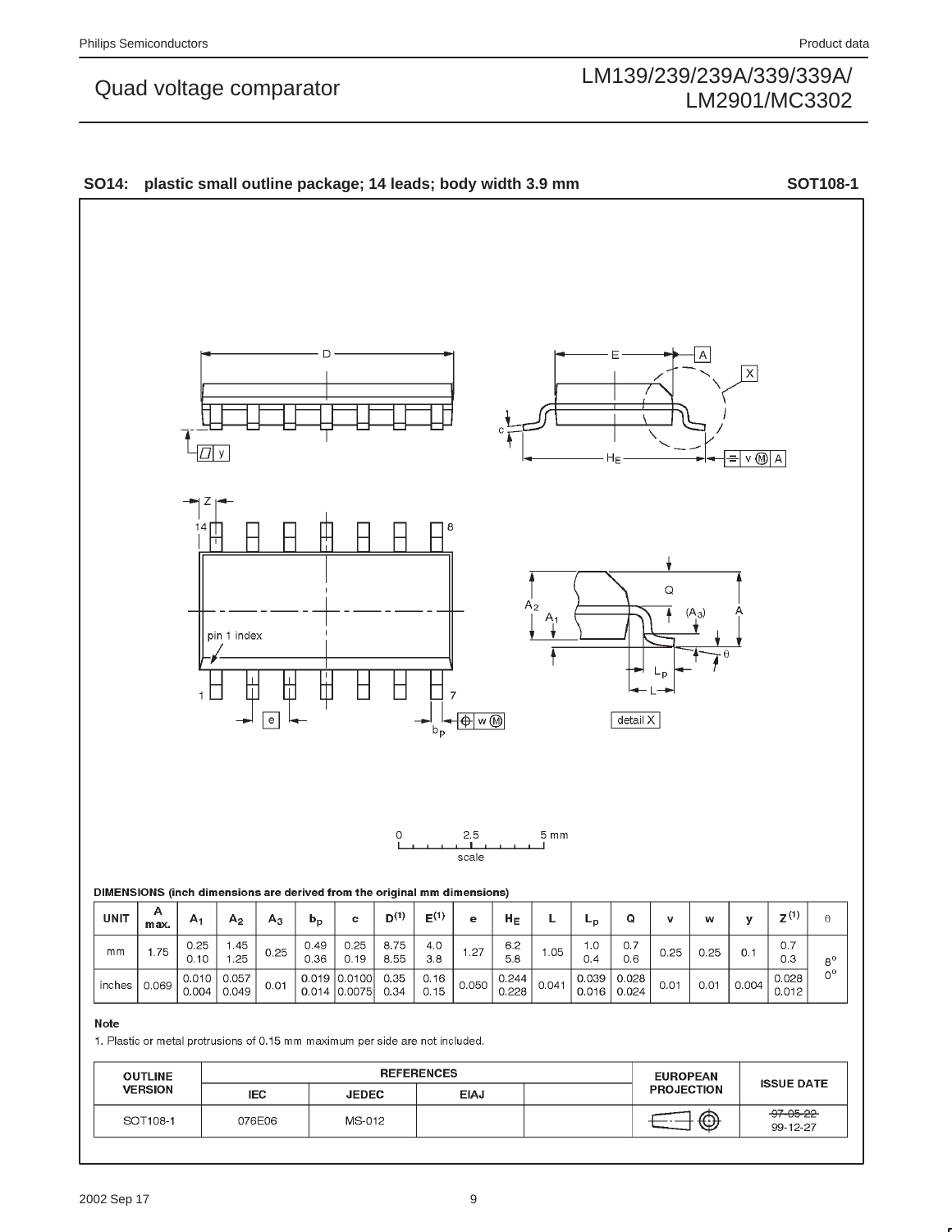## SO14: plastic small outline package; 14 leads; body width 3.9 mm — SOT108-1

DIMENSIONS (inch dimensions are derived from the original mm dimensions)

| UNIT | A max. | $A_1$ | $A_2$ | $A_3$ | $b_p$ | c | $D^{(1)}$ | $E^{(1)}$ | e | $H_E$ | L | $L_p$ | Q | v | w | y | $Z^{(1)}$ | θ |
|---|---|---|---|---|---|---|---|---|---|---|---|---|---|---|---|---|---|---|
| mm | 1.75 | 0.25<br>0.10 | 1.45<br>1.25 | 0.25 | 0.49<br>0.36 | 0.25<br>0.19 | 8.75<br>8.55 | 4.0<br>3.8 | 1.27 | 6.2<br>5.8 | 1.05 | 1.0<br>0.4 | 0.7<br>0.6 | 0.25 | 0.25 | 0.1 | 0.7<br>0.3 | 8°<br>0° |
| inches | 0.069 | 0.010<br>0.004 | 0.057<br>0.049 | 0.01 | 0.019<br>0.014 | 0.0100<br>0.0075 | 0.35<br>0.34 | 0.16<br>0.15 | 0.050 | 0.244<br>0.228 | 0.041 | 0.039<br>0.016 | 0.028<br>0.024 | 0.01 | 0.01 | 0.004 | 0.028<br>0.012 | |

**Note**

1. Plastic or metal protrusions of 0.15 mm maximum per side are not included.

| OUTLINE VERSION | REFERENCES | | | | EUROPEAN PROJECTION | ISSUE DATE |
|---|---|---|---|---|---|---|
| | IEC | JEDEC | EIAJ | | | |
| SOT108-1 | 076E06 | MS-012 | | | | ~~97-05-22~~<br>99-12-27 |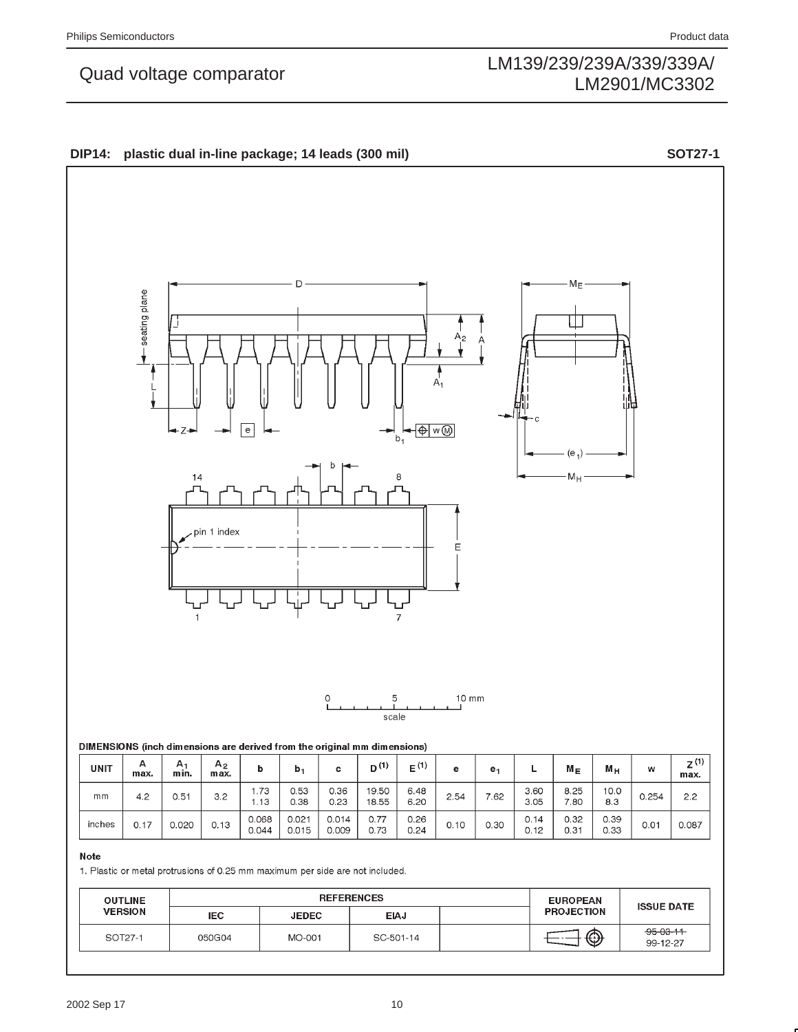**DIP14: plastic dual in-line package; 14 leads (300 mil)** **SOT27-1**

**DIMENSIONS (inch dimensions are derived from the original mm dimensions)**

| UNIT | A max. | $A_1$ min. | $A_2$ max. | b | $b_1$ | c | D (1) | E (1) | e | $e_1$ | L | $M_E$ | $M_H$ | w | Z (1) max. |
|---|---|---|---|---|---|---|---|---|---|---|---|---|---|---|---|
| mm | 4.2 | 0.51 | 3.2 | 1.73<br>1.13 | 0.53<br>0.38 | 0.36<br>0.23 | 19.50<br>18.55 | 6.48<br>6.20 | 2.54 | 7.62 | 3.60<br>3.05 | 8.25<br>7.80 | 10.0<br>8.3 | 0.254 | 2.2 |
| inches | 0.17 | 0.020 | 0.13 | 0.068<br>0.044 | 0.021<br>0.015 | 0.014<br>0.009 | 0.77<br>0.73 | 0.26<br>0.24 | 0.10 | 0.30 | 0.14<br>0.12 | 0.32<br>0.31 | 0.39<br>0.33 | 0.01 | 0.087 |

**Note**

1. Plastic or metal protrusions of 0.25 mm maximum per side are not included.

| OUTLINE VERSION | REFERENCES | | | | EUROPEAN PROJECTION | ISSUE DATE |
|---|---|---|---|---|---|---|
| | IEC | JEDEC | EIAJ | | | |
| SOT27-1 | 050G04 | MO-001 | SC-501-14 | | | ~~95-03-11~~<br>99-12-27 |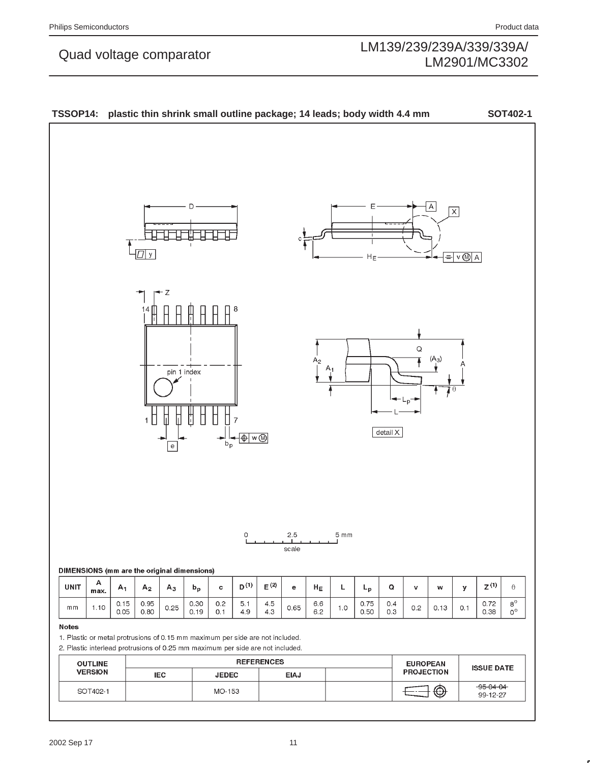**TSSOP14: plastic thin shrink small outline package; 14 leads; body width 4.4 mm** **SOT402-1**

**DIMENSIONS (mm are the original dimensions)**

| UNIT | A max. | $A_1$ | $A_2$ | $A_3$ | $b_p$ | c | D (1) | E (2) | e | $H_E$ | L | $L_p$ | Q | v | w | y | Z (1) | θ |
|---|---|---|---|---|---|---|---|---|---|---|---|---|---|---|---|---|---|---|
| mm | 1.10 | 0.15 0.05 | 0.95 0.80 | 0.25 | 0.30 0.19 | 0.2 0.1 | 5.1 4.9 | 4.5 4.3 | 0.65 | 6.6 6.2 | 1.0 | 0.75 0.50 | 0.4 0.3 | 0.2 | 0.13 | 0.1 | 0.72 0.38 | 8° 0° |

**Notes**

1. Plastic or metal protrusions of 0.15 mm maximum per side are not included.
2. Plastic interlead protrusions of 0.25 mm maximum per side are not included.

| OUTLINE VERSION | REFERENCES | | | | EUROPEAN PROJECTION | ISSUE DATE |
|---|---|---|---|---|---|---|
| | IEC | JEDEC | EIAJ | | | |
| SOT402-1 | | MO-153 | | | | ~~95-04-04~~ 99-12-27 |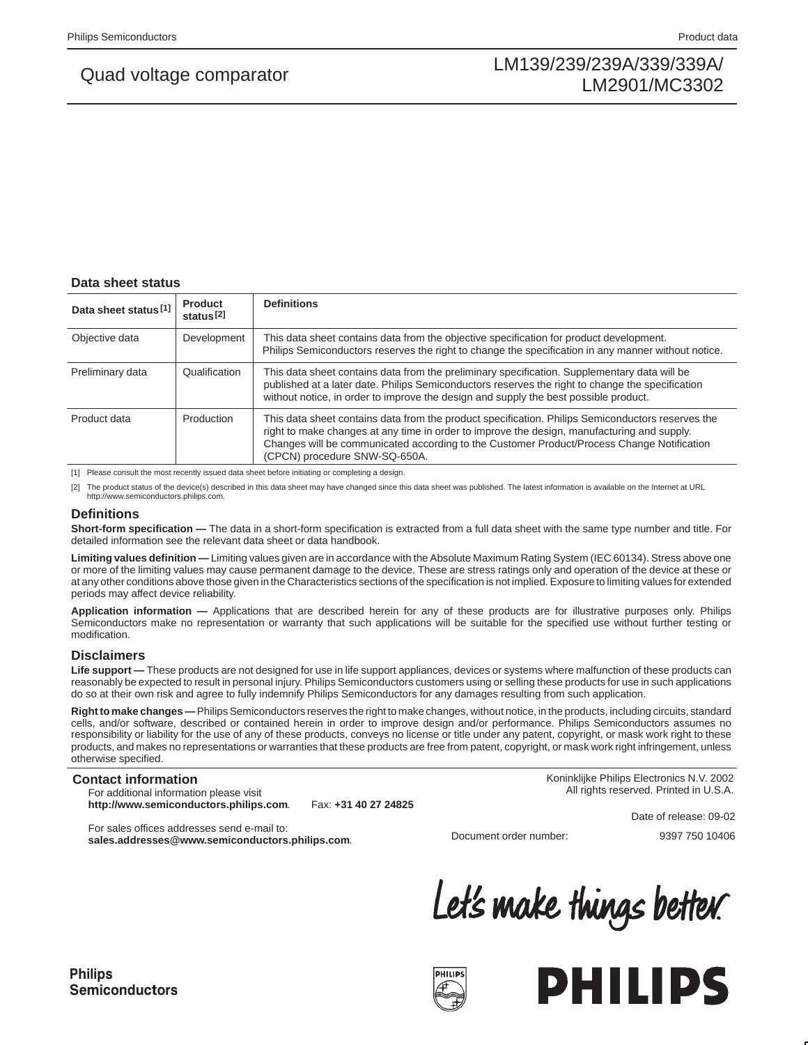## Data sheet status

| Data sheet status [1] | Product status [2] | Definitions |
|---|---|---|
| Objective data | Development | This data sheet contains data from the objective specification for product development. Philips Semiconductors reserves the right to change the specification in any manner without notice. |
| Preliminary data | Qualification | This data sheet contains data from the preliminary specification. Supplementary data will be published at a later date. Philips Semiconductors reserves the right to change the specification without notice, in order to improve the design and supply the best possible product. |
| Product data | Production | This data sheet contains data from the product specification. Philips Semiconductors reserves the right to make changes at any time in order to improve the design, manufacturing and supply. Changes will be communicated according to the Customer Product/Process Change Notification (CPCN) procedure SNW-SQ-650A. |

[1] Please consult the most recently issued data sheet before initiating or completing a design.

[2] The product status of the device(s) described in this data sheet may have changed since this data sheet was published. The latest information is available on the Internet at URL http://www.semiconductors.philips.com.

## Definitions

**Short-form specification —** The data in a short-form specification is extracted from a full data sheet with the same type number and title. For detailed information see the relevant data sheet or data handbook.

**Limiting values definition —** Limiting values given are in accordance with the Absolute Maximum Rating System (IEC 60134). Stress above one or more of the limiting values may cause permanent damage to the device. These are stress ratings only and operation of the device at these or at any other conditions above those given in the Characteristics sections of the specification is not implied. Exposure to limiting values for extended periods may affect device reliability.

**Application information —** Applications that are described herein for any of these products are for illustrative purposes only. Philips Semiconductors make no representation or warranty that such applications will be suitable for the specified use without further testing or modification.

## Disclaimers

**Life support —** These products are not designed for use in life support appliances, devices or systems where malfunction of these products can reasonably be expected to result in personal injury. Philips Semiconductors customers using or selling these products for use in such applications do so at their own risk and agree to fully indemnify Philips Semiconductors for any damages resulting from such application.

**Right to make changes —** Philips Semiconductors reserves the right to make changes, without notice, in the products, including circuits, standard cells, and/or software, described or contained herein in order to improve design and/or performance. Philips Semiconductors assumes no responsibility or liability for the use of any of these products, conveys no license or title under any patent, copyright, or mask work right to these products, and makes no representations or warranties that these products are free from patent, copyright, or mask work right infringement, unless otherwise specified.

## Contact information

For additional information please visit
**http://www.semiconductors.philips.com**. Fax: **+31 40 27 24825**

For sales offices addresses send e-mail to:
**sales.addresses@www.semiconductors.philips.com**.

Koninklijke Philips Electronics N.V. 2002
All rights reserved. Printed in U.S.A.

Date of release: 09-02

Document order number: 9397 750 10406

Let's make things better.

**Philips Semiconductors**

PHILIPS